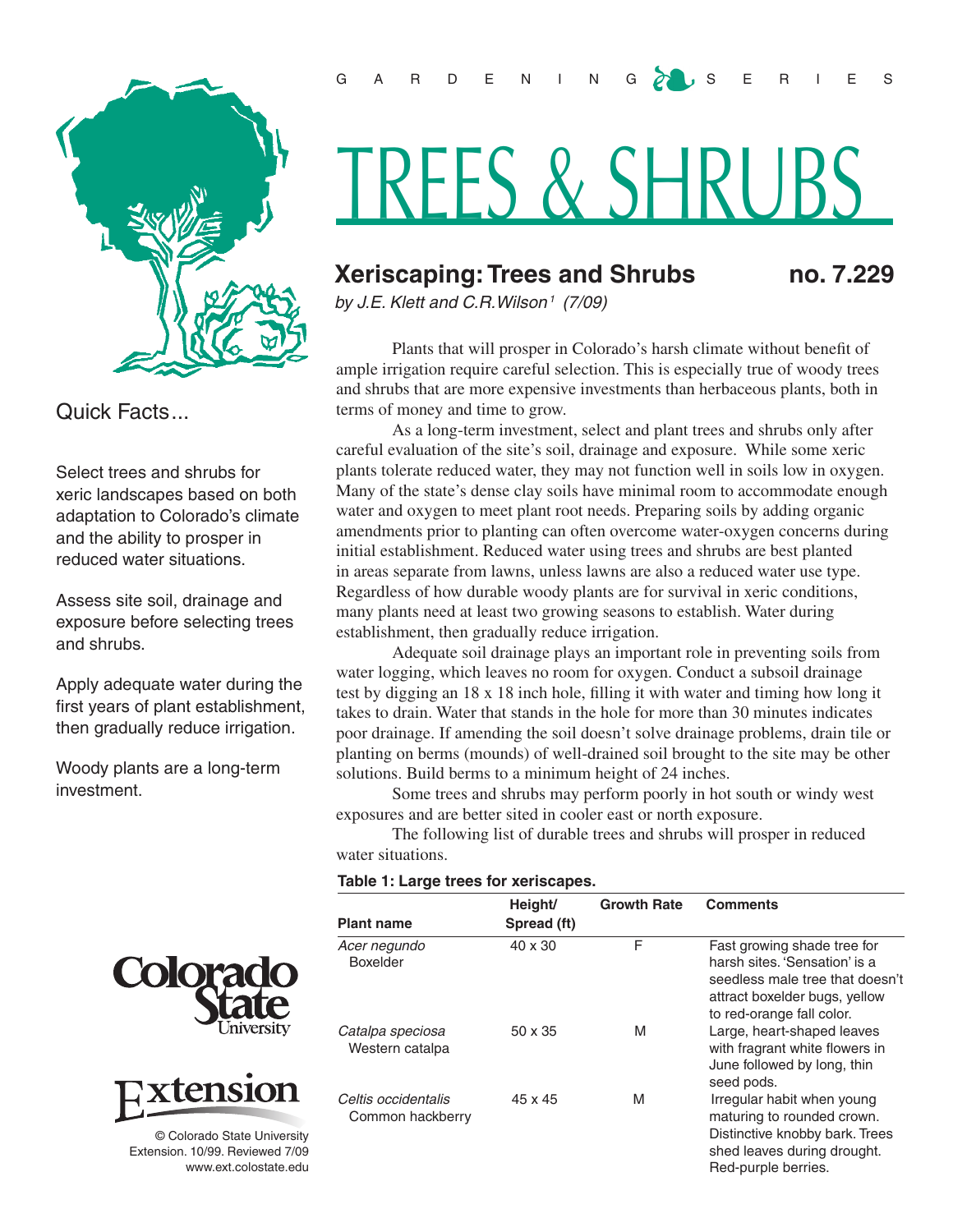GARDENING SERIES

# TREES & SHRUBS

## Xeriscaping: Trees and Shrubs no. 7.229

*by J.E. Klett and C.R.Wilson[1] (7/09)*

### Quick Facts...

Select trees and shrubs for xeric landscapes based on both adaptation to Colorado's climate and the ability to prosper in reduced water situations.

Assess site soil, drainage and exposure before selecting trees and shrubs.

Apply adequate water during the first years of plant establishment, then gradually reduce irrigation.

Woody plants are a long-term investment.

© Colorado State University Extension. 10/99. Reviewed 7/09
www.ext.colostate.edu

Plants that will prosper in Colorado's harsh climate without benefit of ample irrigation require careful selection. This is especially true of woody trees and shrubs that are more expensive investments than herbaceous plants, both in terms of money and time to grow.

As a long-term investment, select and plant trees and shrubs only after careful evaluation of the site's soil, drainage and exposure. While some xeric plants tolerate reduced water, they may not function well in soils low in oxygen. Many of the state's dense clay soils have minimal room to accommodate enough water and oxygen to meet plant root needs. Preparing soils by adding organic amendments prior to planting can often overcome water-oxygen concerns during initial establishment. Reduced water using trees and shrubs are best planted in areas separate from lawns, unless lawns are also a reduced water use type. Regardless of how durable woody plants are for survival in xeric conditions, many plants need at least two growing seasons to establish. Water during establishment, then gradually reduce irrigation.

Adequate soil drainage plays an important role in preventing soils from water logging, which leaves no room for oxygen. Conduct a subsoil drainage test by digging an 18 x 18 inch hole, filling it with water and timing how long it takes to drain. Water that stands in the hole for more than 30 minutes indicates poor drainage. If amending the soil doesn't solve drainage problems, drain tile or planting on berms (mounds) of well-drained soil brought to the site may be other solutions. Build berms to a minimum height of 24 inches.

Some trees and shrubs may perform poorly in hot south or windy west exposures and are better sited in cooler east or north exposure.

The following list of durable trees and shrubs will prosper in reduced water situations.

**Table 1: Large trees for xeriscapes.**

| Plant name | Height/ Spread (ft) | Growth Rate | Comments |
|---|---|---|---|
| *Acer negundo* Boxelder | 40 x 30 | F | Fast growing shade tree for harsh sites. 'Sensation' is a seedless male tree that doesn't attract boxelder bugs, yellow to red-orange fall color. |
| *Catalpa speciosa* Western catalpa | 50 x 35 | M | Large, heart-shaped leaves with fragrant white flowers in June followed by long, thin seed pods. |
| *Celtis occidentalis* Common hackberry | 45 x 45 | M | Irregular habit when young maturing to rounded crown. Distinctive knobby bark. Trees shed leaves during drought. Red-purple berries. |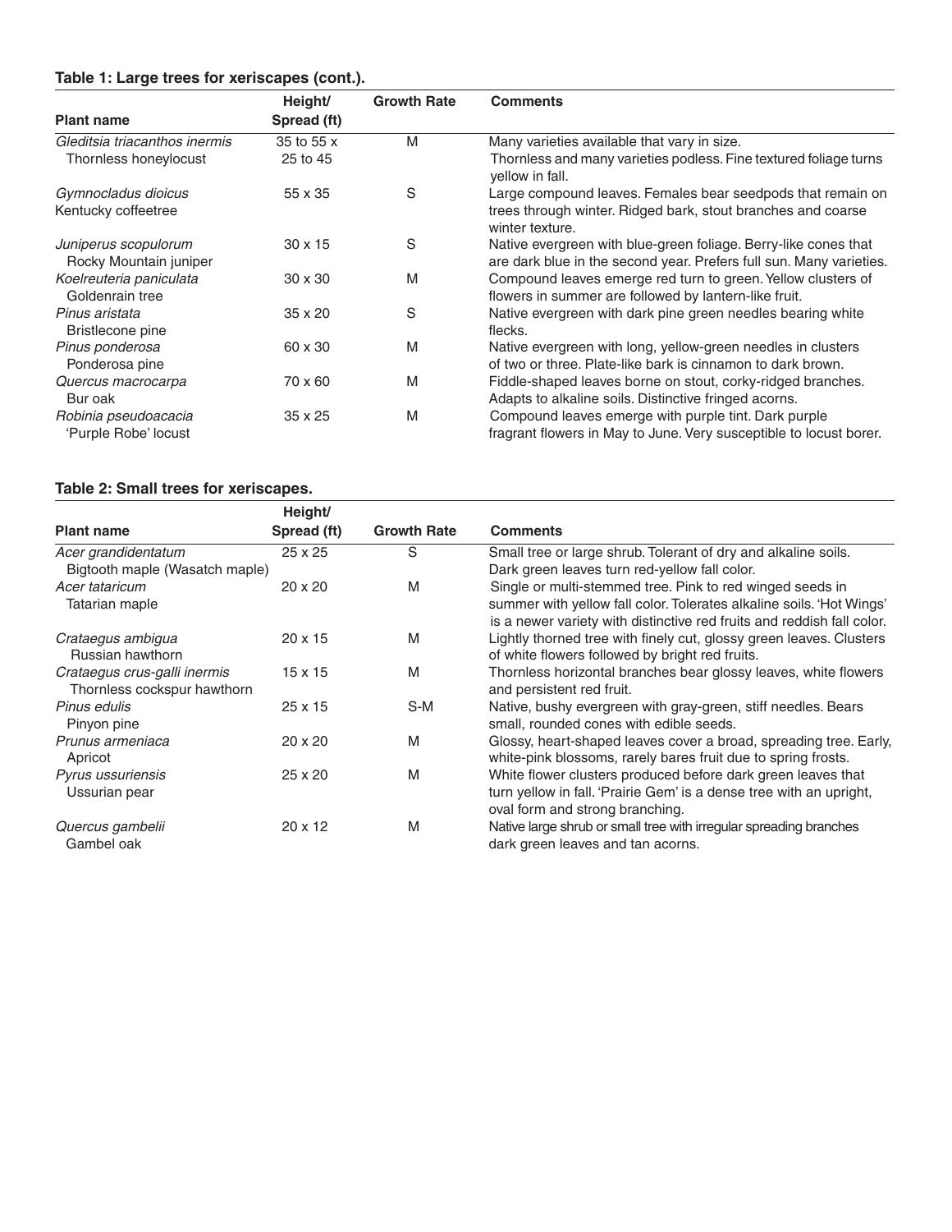### Table 1: Large trees for xeriscapes (cont.).

| Plant name | Height/ Spread (ft) | Growth Rate | Comments |
|---|---|---|---|
| *Gleditsia triacanthos inermis* Thornless honeylocust | 35 to 55 x 25 to 45 | M | Many varieties available that vary in size. Thornless and many varieties podless. Fine textured foliage turns yellow in fall. |
| *Gymnocladus dioicus* Kentucky coffeetree | 55 x 35 | S | Large compound leaves. Females bear seedpods that remain on trees through winter. Ridged bark, stout branches and coarse winter texture. |
| *Juniperus scopulorum* Rocky Mountain juniper | 30 x 15 | S | Native evergreen with blue-green foliage. Berry-like cones that are dark blue in the second year. Prefers full sun. Many varieties. |
| *Koelreuteria paniculata* Goldenrain tree | 30 x 30 | M | Compound leaves emerge red turn to green. Yellow clusters of flowers in summer are followed by lantern-like fruit. |
| *Pinus aristata* Bristlecone pine | 35 x 20 | S | Native evergreen with dark pine green needles bearing white flecks. |
| *Pinus ponderosa* Ponderosa pine | 60 x 30 | M | Native evergreen with long, yellow-green needles in clusters of two or three. Plate-like bark is cinnamon to dark brown. |
| *Quercus macrocarpa* Bur oak | 70 x 60 | M | Fiddle-shaped leaves borne on stout, corky-ridged branches. Adapts to alkaline soils. Distinctive fringed acorns. |
| *Robinia pseudoacacia* 'Purple Robe' locust | 35 x 25 | M | Compound leaves emerge with purple tint. Dark purple fragrant flowers in May to June. Very susceptible to locust borer. |

### Table 2: Small trees for xeriscapes.

| Plant name | Height/ Spread (ft) | Growth Rate | Comments |
|---|---|---|---|
| *Acer grandidentatum* Bigtooth maple (Wasatch maple) | 25 x 25 | S | Small tree or large shrub. Tolerant of dry and alkaline soils. Dark green leaves turn red-yellow fall color. |
| *Acer tataricum* Tatarian maple | 20 x 20 | M | Single or multi-stemmed tree. Pink to red winged seeds in summer with yellow fall color. Tolerates alkaline soils. 'Hot Wings' is a newer variety with distinctive red fruits and reddish fall color. |
| *Crataegus ambigua* Russian hawthorn | 20 x 15 | M | Lightly thorned tree with finely cut, glossy green leaves. Clusters of white flowers followed by bright red fruits. |
| *Crataegus crus-galli inermis* Thornless cockspur hawthorn | 15 x 15 | M | Thornless horizontal branches bear glossy leaves, white flowers and persistent red fruit. |
| *Pinus edulis* Pinyon pine | 25 x 15 | S-M | Native, bushy evergreen with gray-green, stiff needles. Bears small, rounded cones with edible seeds. |
| *Prunus armeniaca* Apricot | 20 x 20 | M | Glossy, heart-shaped leaves cover a broad, spreading tree. Early, white-pink blossoms, rarely bares fruit due to spring frosts. |
| *Pyrus ussuriensis* Ussurian pear | 25 x 20 | M | White flower clusters produced before dark green leaves that turn yellow in fall. 'Prairie Gem' is a dense tree with an upright, oval form and strong branching. |
| *Quercus gambelii* Gambel oak | 20 x 12 | M | Native large shrub or small tree with irregular spreading branches dark green leaves and tan acorns. |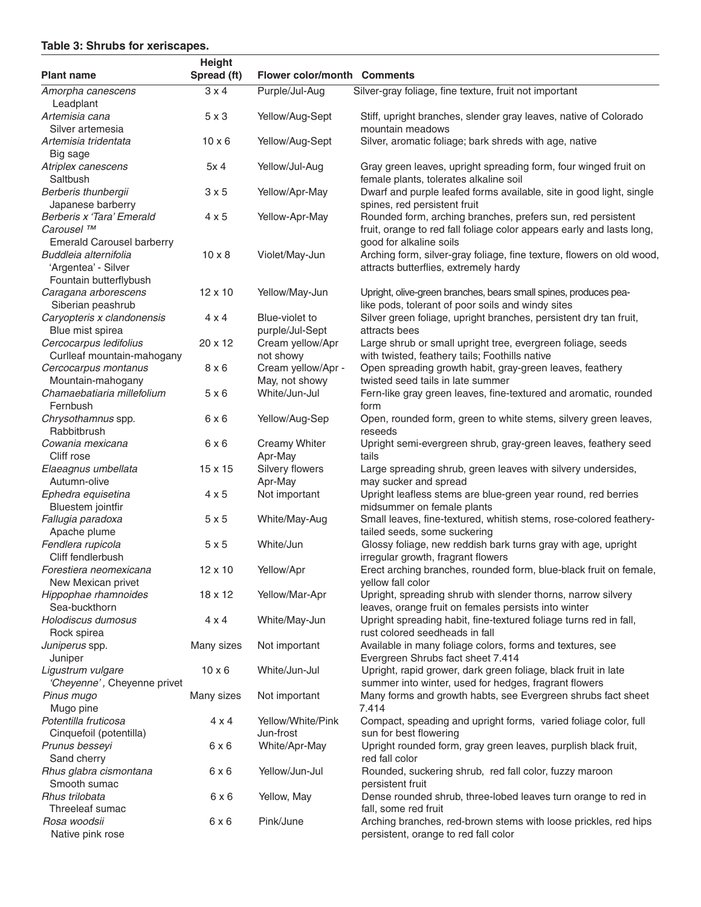**Table 3: Shrubs for xeriscapes.**

| Plant name | Height Spread (ft) | Flower color/month | Comments |
|---|---|---|---|
| *Amorpha canescens* Leadplant | 3 x 4 | Purple/Jul-Aug | Silver-gray foliage, fine texture, fruit not important |
| *Artemisia cana* Silver artemesia | 5 x 3 | Yellow/Aug-Sept | Stiff, upright branches, slender gray leaves, native of Colorado mountain meadows |
| *Artemisia tridentata* Big sage | 10 x 6 | Yellow/Aug-Sept | Silver, aromatic foliage; bark shreds with age, native |
| *Atriplex canescens* Saltbush | 5x 4 | Yellow/Jul-Aug | Gray green leaves, upright spreading form, four winged fruit on female plants, tolerates alkaline soil |
| *Berberis thunbergii* Japanese barberry | 3 x 5 | Yellow/Apr-May | Dwarf and purple leafed forms available, site in good light, single spines, red persistent fruit |
| *Berberis x 'Tara' Emerald Carousel ™* Emerald Carousel barberry | 4 x 5 | Yellow-Apr-May | Rounded form, arching branches, prefers sun, red persistent fruit, orange to red fall foliage color appears early and lasts long, good for alkaline soils |
| *Buddleia alternifolia* 'Argentea' - Silver Fountain butterflybush | 10 x 8 | Violet/May-Jun | Arching form, silver-gray foliage, fine texture, flowers on old wood, attracts butterflies, extremely hardy |
| *Caragana arborescens* Siberian peashrub | 12 x 10 | Yellow/May-Jun | Upright, olive-green branches, bears small spines, produces pea-like pods, tolerant of poor soils and windy sites |
| *Caryopteris x clandonensis* Blue mist spirea | 4 x 4 | Blue-violet to purple/Jul-Sept | Silver green foliage, upright branches, persistent dry tan fruit, attracts bees |
| *Cercocarpus ledifolius* Curlleaf mountain-mahogany | 20 x 12 | Cream yellow/Apr not showy | Large shrub or small upright tree, evergreen foliage, seeds with twisted, feathery tails; Foothills native |
| *Cercocarpus montanus* Mountain-mahogany | 8 x 6 | Cream yellow/Apr - May, not showy | Open spreading growth habit, gray-green leaves, feathery twisted seed tails in late summer |
| *Chamaebatiaria millefolium* Fernbush | 5 x 6 | White/Jun-Jul | Fern-like gray green leaves, fine-textured and aromatic, rounded form |
| *Chrysothamnus* spp. Rabbitbrush | 6 x 6 | Yellow/Aug-Sep | Open, rounded form, green to white stems, silvery green leaves, reseeds |
| *Cowania mexicana* Cliff rose | 6 x 6 | Creamy Whiter Apr-May | Upright semi-evergreen shrub, gray-green leaves, feathery seed tails |
| *Elaeagnus umbellata* Autumn-olive | 15 x 15 | Silvery flowers Apr-May | Large spreading shrub, green leaves with silvery undersides, may sucker and spread |
| *Ephedra equisetina* Bluestem jointfir | 4 x 5 | Not important | Upright leafless stems are blue-green year round, red berries midsummer on female plants |
| *Fallugia paradoxa* Apache plume | 5 x 5 | White/May-Aug | Small leaves, fine-textured, whitish stems, rose-colored feathery-tailed seeds, some suckering |
| *Fendlera rupicola* Cliff fendlerbush | 5 x 5 | White/Jun | Glossy foliage, new reddish bark turns gray with age, upright irregular growth, fragrant flowers |
| *Forestiera neomexicana* New Mexican privet | 12 x 10 | Yellow/Apr | Erect arching branches, rounded form, blue-black fruit on female, yellow fall color |
| *Hippophae rhamnoides* Sea-buckthorn | 18 x 12 | Yellow/Mar-Apr | Upright, spreading shrub with slender thorns, narrow silvery leaves, orange fruit on females persists into winter |
| *Holodiscus dumosus* Rock spirea | 4 x 4 | White/May-Jun | Upright spreading habit, fine-textured foliage turns red in fall, rust colored seedheads in fall |
| *Juniperus* spp. Juniper | Many sizes | Not important | Available in many foliage colors, forms and textures, see Evergreen Shrubs fact sheet 7.414 |
| *Ligustrum vulgare 'Cheyenne'*, Cheyenne privet | 10 x 6 | White/Jun-Jul | Upright, rapid grower, dark green foliage, black fruit in late summer into winter, used for hedges, fragrant flowers |
| *Pinus mugo* Mugo pine | Many sizes | Not important | Many forms and growth habts, see Evergreen shrubs fact sheet 7.414 |
| *Potentilla fruticosa* Cinquefoil (potentilla) | 4 x 4 | Yellow/White/Pink Jun-frost | Compact, speading and upright forms, varied foliage color, full sun for best flowering |
| *Prunus besseyi* Sand cherry | 6 x 6 | White/Apr-May | Upright rounded form, gray green leaves, purplish black fruit, red fall color |
| *Rhus glabra cismontana* Smooth sumac | 6 x 6 | Yellow/Jun-Jul | Rounded, suckering shrub, red fall color, fuzzy maroon persistent fruit |
| *Rhus trilobata* Threeleaf sumac | 6 x 6 | Yellow, May | Dense rounded shrub, three-lobed leaves turn orange to red in fall, some red fruit |
| *Rosa woodsii* Native pink rose | 6 x 6 | Pink/June | Arching branches, red-brown stems with loose prickles, red hips persistent, orange to red fall color |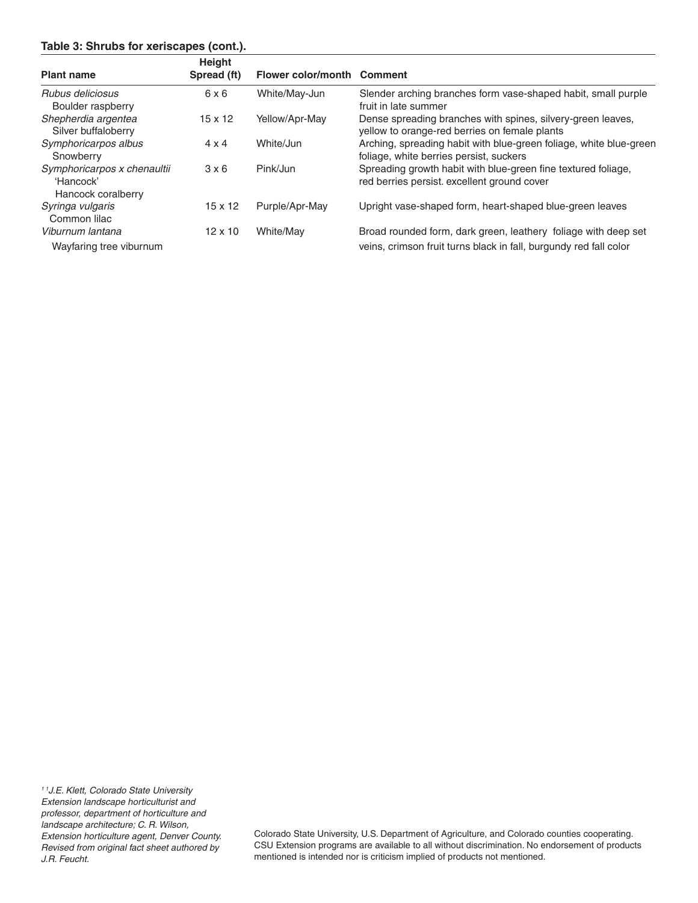**Table 3: Shrubs for xeriscapes (cont.).**

| Plant name | Height Spread (ft) | Flower color/month | Comment |
|---|---|---|---|
| *Rubus deliciosus* Boulder raspberry | 6 x 6 | White/May-Jun | Slender arching branches form vase-shaped habit, small purple fruit in late summer |
| *Shepherdia argentea* Silver buffaloberry | 15 x 12 | Yellow/Apr-May | Dense spreading branches with spines, silvery-green leaves, yellow to orange-red berries on female plants |
| *Symphoricarpos albus* Snowberry | 4 x 4 | White/Jun | Arching, spreading habit with blue-green foliage, white blue-green foliage, white berries persist, suckers |
| *Symphoricarpos x chenaultii* 'Hancock' Hancock coralberry | 3 x 6 | Pink/Jun | Spreading growth habit with blue-green fine textured foliage, red berries persist. excellent ground cover |
| *Syringa vulgaris* Common lilac | 15 x 12 | Purple/Apr-May | Upright vase-shaped form, heart-shaped blue-green leaves |
| *Viburnum lantana* Wayfaring tree viburnum | 12 x 10 | White/May | Broad rounded form, dark green, leathery foliage with deep set veins, crimson fruit turns black in fall, burgundy red fall color |

*[1] J.E. Klett, Colorado State University Extension landscape horticulturist and professor, department of horticulture and landscape architecture; C. R. Wilson, Extension horticulture agent, Denver County. Revised from original fact sheet authored by J.R. Feucht.*

Colorado State University, U.S. Department of Agriculture, and Colorado counties cooperating. CSU Extension programs are available to all without discrimination. No endorsement of products mentioned is intended nor is criticism implied of products not mentioned.